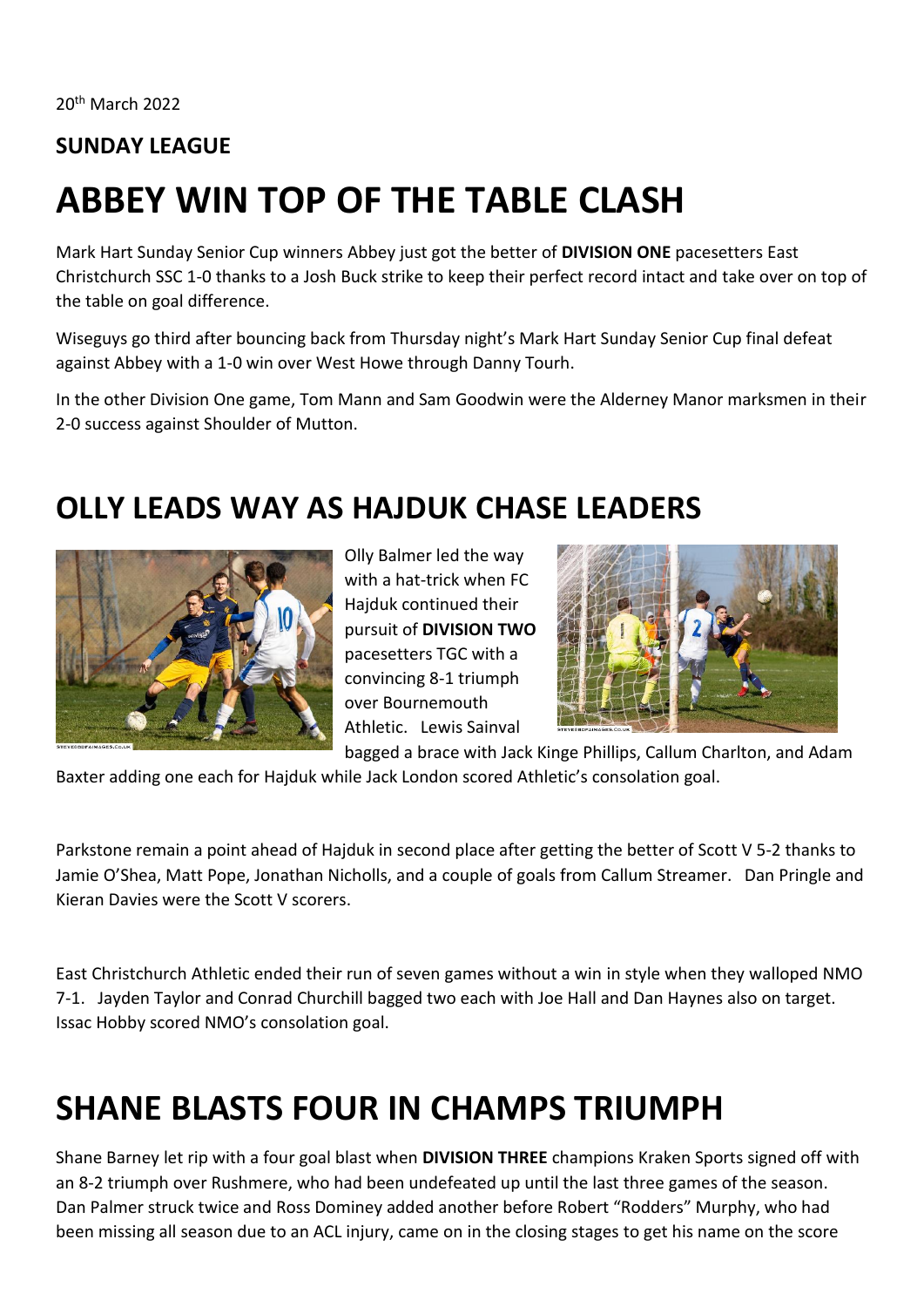20th March 2022

**SUNDAY LEAGUE**

# ABBEY WIN TOP OF THE TABLE CLASH

Mark Hart Sunday Senior Cup winners Abbey just got the better of **DIVISION ONE** pacesetters East Christchurch SSC 1-0 thanks to a Josh Buck strike to keep their perfect record intact and take over on top of the table on goal difference.

Wiseguys go third after bouncing back from Thursday night's Mark Hart Sunday Senior Cup final defeat against Abbey with a 1-0 win over West Howe through Danny Tourh.

In the other Division One game, Tom Mann and Sam Goodwin were the Alderney Manor marksmen in their 2-0 success against Shoulder of Mutton.

## OLLY LEADS WAY AS HAJDUK CHASE LEADERS

Olly Balmer led the way with a hat-trick when FC Hajduk continued their pursuit of **DIVISION TWO** pacesetters TGC with a convincing 8-1 triumph over Bournemouth Athletic. Lewis Sainval bagged a brace with Jack Kinge Phillips, Callum Charlton, and Adam Baxter adding one each for Hajduk while Jack London scored Athletic's consolation goal.

Parkstone remain a point ahead of Hajduk in second place after getting the better of Scott V 5-2 thanks to Jamie O'Shea, Matt Pope, Jonathan Nicholls, and a couple of goals from Callum Streamer. Dan Pringle and Kieran Davies were the Scott V scorers.

East Christchurch Athletic ended their run of seven games without a win in style when they walloped NMO 7-1. Jayden Taylor and Conrad Churchill bagged two each with Joe Hall and Dan Haynes also on target. Issac Hobby scored NMO's consolation goal.

# SHANE BLASTS FOUR IN CHAMPS TRIUMPH

Shane Barney let rip with a four goal blast when **DIVISION THREE** champions Kraken Sports signed off with an 8-2 triumph over Rushmere, who had been undefeated up until the last three games of the season. Dan Palmer struck twice and Ross Dominey added another before Robert "Rodders" Murphy, who had been missing all season due to an ACL injury, came on in the closing stages to get his name on the score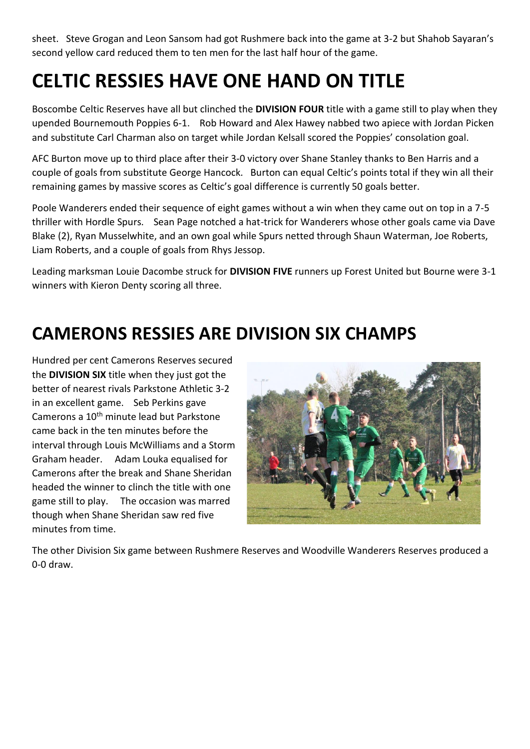sheet. Steve Grogan and Leon Sansom had got Rushmere back into the game at 3-2 but Shahob Sayaran's second yellow card reduced them to ten men for the last half hour of the game.

# CELTIC RESSIES HAVE ONE HAND ON TITLE

Boscombe Celtic Reserves have all but clinched the **DIVISION FOUR** title with a game still to play when they upended Bournemouth Poppies 6-1. Rob Howard and Alex Hawey nabbed two apiece with Jordan Picken and substitute Carl Charman also on target while Jordan Kelsall scored the Poppies' consolation goal.

AFC Burton move up to third place after their 3-0 victory over Shane Stanley thanks to Ben Harris and a couple of goals from substitute George Hancock. Burton can equal Celtic's points total if they win all their remaining games by massive scores as Celtic's goal difference is currently 50 goals better.

Poole Wanderers ended their sequence of eight games without a win when they came out on top in a 7-5 thriller with Hordle Spurs. Sean Page notched a hat-trick for Wanderers whose other goals came via Dave Blake (2), Ryan Musselwhite, and an own goal while Spurs netted through Shaun Waterman, Joe Roberts, Liam Roberts, and a couple of goals from Rhys Jessop.

Leading marksman Louie Dacombe struck for **DIVISION FIVE** runners up Forest United but Bourne were 3-1 winners with Kieron Denty scoring all three.

# CAMERONS RESSIES ARE DIVISION SIX CHAMPS

Hundred per cent Camerons Reserves secured the **DIVISION SIX** title when they just got the better of nearest rivals Parkstone Athletic 3-2 in an excellent game. Seb Perkins gave Camerons a 10th minute lead but Parkstone came back in the ten minutes before the interval through Louis McWilliams and a Storm Graham header. Adam Louka equalised for Camerons after the break and Shane Sheridan headed the winner to clinch the title with one game still to play. The occasion was marred though when Shane Sheridan saw red five minutes from time.

The other Division Six game between Rushmere Reserves and Woodville Wanderers Reserves produced a 0-0 draw.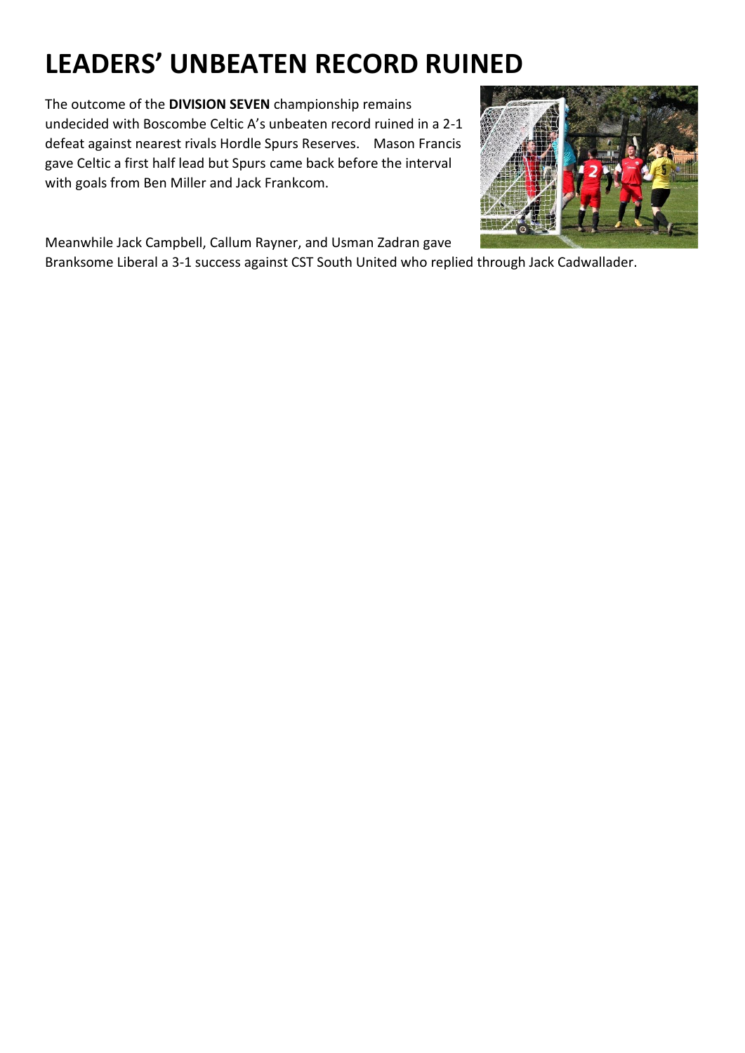# LEADERS' UNBEATEN RECORD RUINED

The outcome of the **DIVISION SEVEN** championship remains undecided with Boscombe Celtic A's unbeaten record ruined in a 2-1 defeat against nearest rivals Hordle Spurs Reserves. Mason Francis gave Celtic a first half lead but Spurs came back before the interval with goals from Ben Miller and Jack Frankcom.

Meanwhile Jack Campbell, Callum Rayner, and Usman Zadran gave Branksome Liberal a 3-1 success against CST South United who replied through Jack Cadwallader.